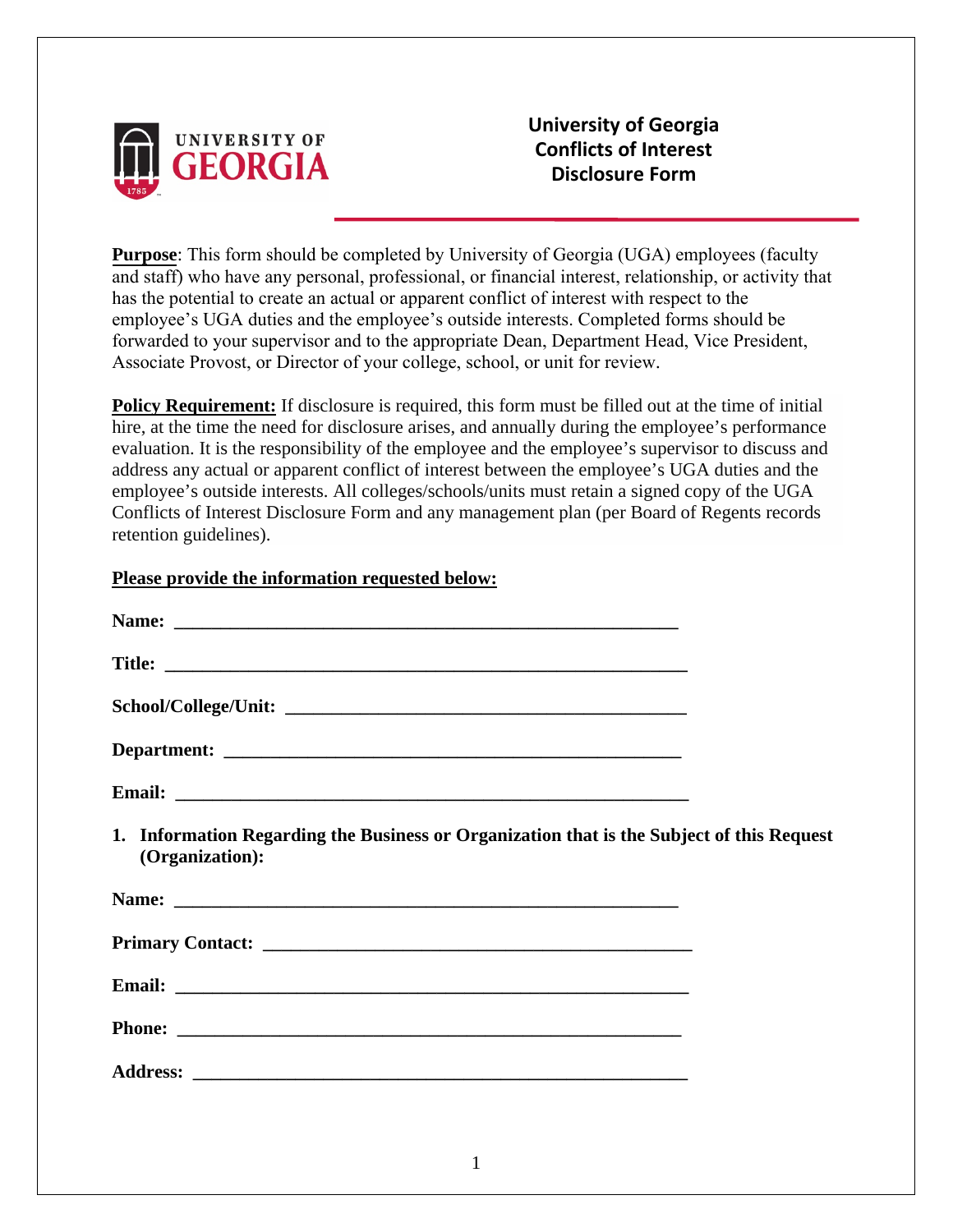# University of Georgia Conflicts of Interest Disclosure Form

**Purpose**: This form should be completed by University of Georgia (UGA) employees (faculty and staff) who have any personal, professional, or financial interest, relationship, or activity that has the potential to create an actual or apparent conflict of interest with respect to the employee's UGA duties and the employee's outside interests. Completed forms should be forwarded to your supervisor and to the appropriate Dean, Department Head, Vice President, Associate Provost, or Director of your college, school, or unit for review.

**Policy Requirement:** If disclosure is required, this form must be filled out at the time of initial hire, at the time the need for disclosure arises, and annually during the employee's performance evaluation. It is the responsibility of the employee and the employee's supervisor to discuss and address any actual or apparent conflict of interest between the employee's UGA duties and the employee's outside interests. All colleges/schools/units must retain a signed copy of the UGA Conflicts of Interest Disclosure Form and any management plan (per Board of Regents records retention guidelines).

**Please provide the information requested below:**

**Name:** ___________________________________________________

**Title:** ____________________________________________________

**School/College/Unit:** ________________________________________

**Department:** ______________________________________________

**Email:** ___________________________________________________

**1. Information Regarding the Business or Organization that is the Subject of this Request (Organization):**

**Name:** ___________________________________________________

**Primary Contact:** ___________________________________________

**Email:** ___________________________________________________

**Phone:** ___________________________________________________

**Address:** _________________________________________________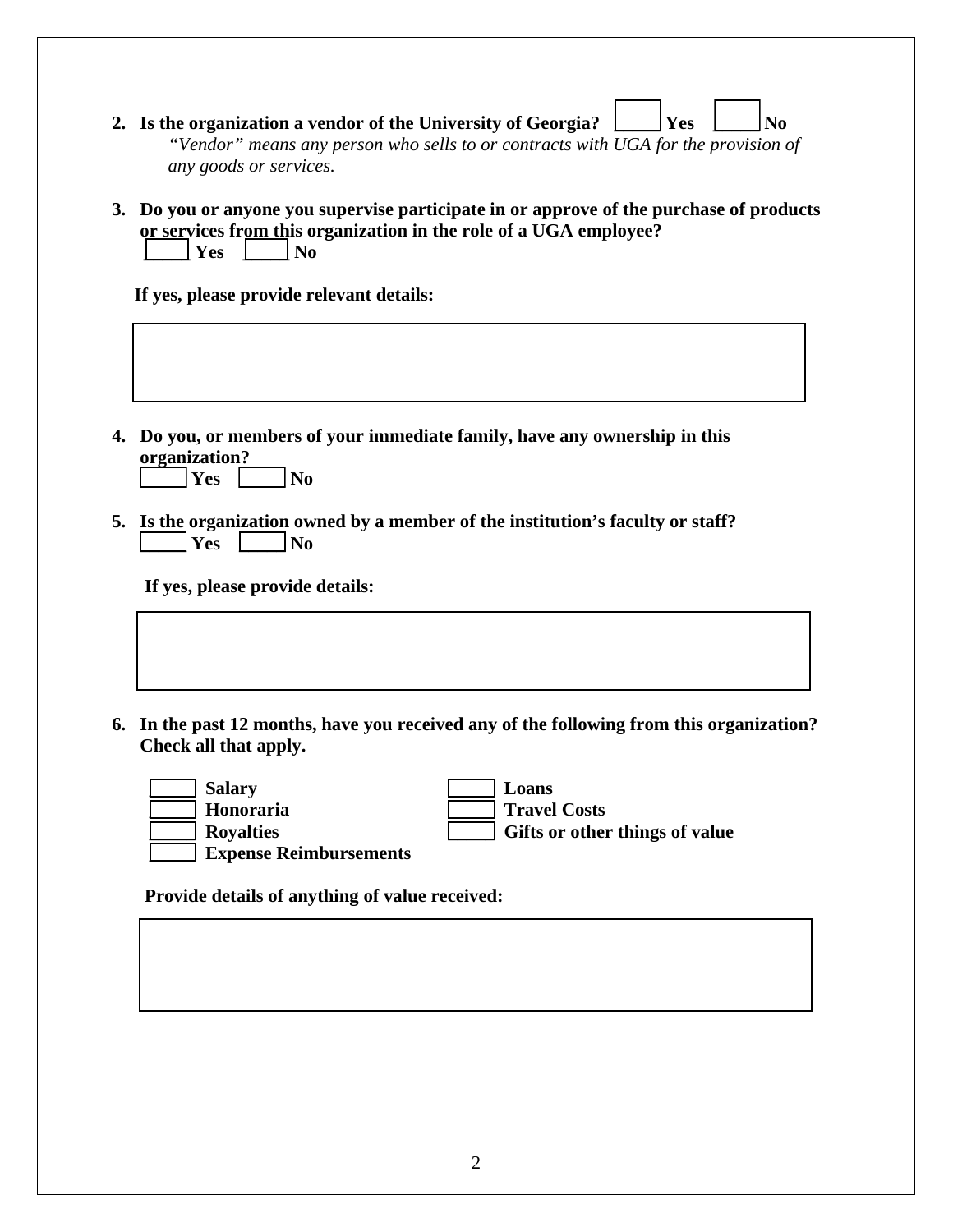2. **Is the organization a vendor of the University of Georgia?** ☐ **Yes** ☐ **No**

   *"Vendor" means any person who sells to or contracts with UGA for the provision of any goods or services.*

3. **Do you or anyone you supervise participate in or approve of the purchase of products or services from this organization in the role of a UGA employee?**

   ☐ **Yes** ☐ **No**

   **If yes, please provide relevant details:**

   | |
   |---|
   | |

4. **Do you, or members of your immediate family, have any ownership in this organization?**

   ☐ **Yes** ☐ **No**

5. **Is the organization owned by a member of the institution's faculty or staff?**

   ☐ **Yes** ☐ **No**

   **If yes, please provide details:**

   | |
   |---|
   | |

6. **In the past 12 months, have you received any of the following from this organization? Check all that apply.**

   ☐ **Salary**
   ☐ **Honoraria**
   ☐ **Royalties**
   ☐ **Expense Reimbursements**
   ☐ **Loans**
   ☐ **Travel Costs**
   ☐ **Gifts or other things of value**

   **Provide details of anything of value received:**

   | |
   |---|
   | |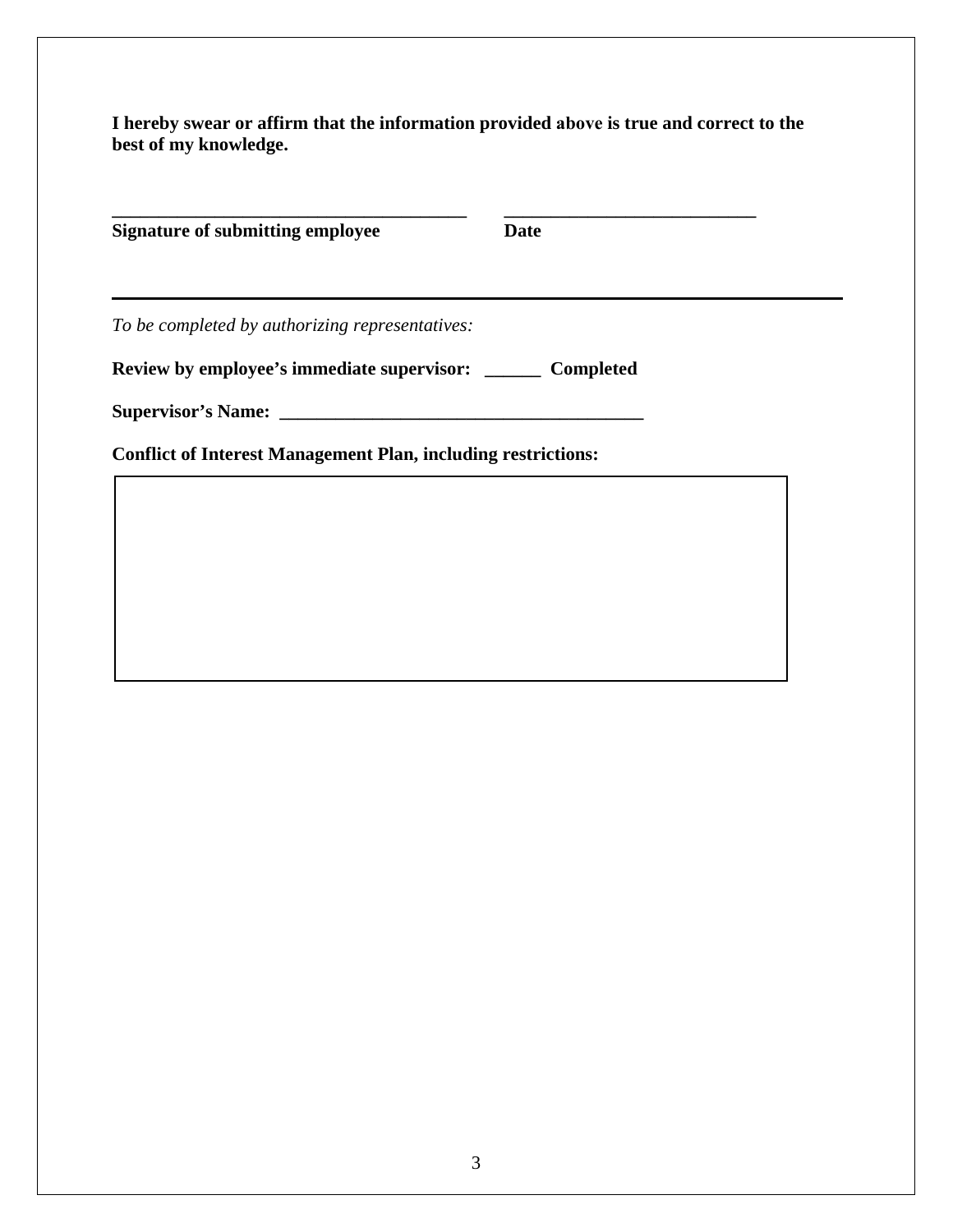**I hereby swear or affirm that the information provided above is true and correct to the best of my knowledge.**

**_______________________________________ ___________________________**

**Signature of submitting employee Date**

---

*To be completed by authorizing representatives:*

**Review by employee's immediate supervisor: ______ Completed**

**Supervisor's Name: ________________________________________**

**Conflict of Interest Management Plan, including restrictions:**

| |
|---|
| |